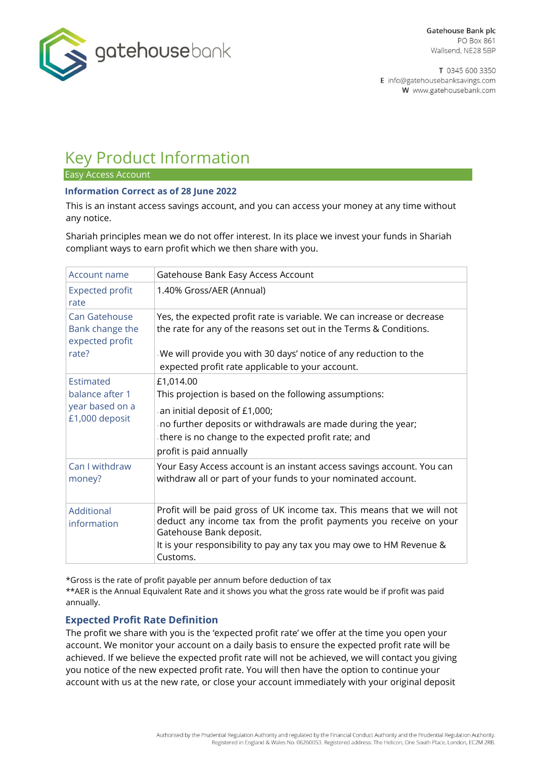gatehousebank

Gatehouse Bank plc
PO Box 861
Wallsend, NE28 5BP

T 0345 600 3350
E info@gatehousebanksavings.com
W www.gatehousebank.com

# Key Product Information

## Easy Access Account

### Information Correct as of 28 June 2022

This is an instant access savings account, and you can access your money at any time without any notice.

Shariah principles mean we do not offer interest. In its place we invest your funds in Shariah compliant ways to earn profit which we then share with you.

| Account name | Gatehouse Bank Easy Access Account |
|---|---|
| Expected profit rate | 1.40% Gross/AER (Annual) |
| Can Gatehouse Bank change the expected profit rate? | Yes, the expected profit rate is variable. We can increase or decrease the rate for any of the reasons set out in the Terms & Conditions.<br><br>- We will provide you with 30 days' notice of any reduction to the expected profit rate applicable to your account. |
| Estimated balance after 1 year based on a £1,000 deposit | £1,014.00<br>This projection is based on the following assumptions:<br>- an initial deposit of £1,000;<br>- no further deposits or withdrawals are made during the year;<br>- there is no change to the expected profit rate; and<br>profit is paid annually |
| Can I withdraw money? | Your Easy Access account is an instant access savings account. You can withdraw all or part of your funds to your nominated account. |
| Additional information | Profit will be paid gross of UK income tax. This means that we will not deduct any income tax from the profit payments you receive on your Gatehouse Bank deposit.<br>It is your responsibility to pay any tax you may owe to HM Revenue & Customs. |

*Gross is the rate of profit payable per annum before deduction of tax
**AER is the Annual Equivalent Rate and it shows you what the gross rate would be if profit was paid annually.

### Expected Profit Rate Definition

The profit we share with you is the 'expected profit rate' we offer at the time you open your account. We monitor your account on a daily basis to ensure the expected profit rate will be achieved. If we believe the expected profit rate will not be achieved, we will contact you giving you notice of the new expected profit rate. You will then have the option to continue your account with us at the new rate, or close your account immediately with your original deposit

Authorised by the Prudential Regulation Authority and regulated by the Financial Conduct Authority and the Prudential Regulation Authority.
Registered in England & Wales No. 06260053. Registered address: The Helicon, One South Place, London, EC2M 2RB.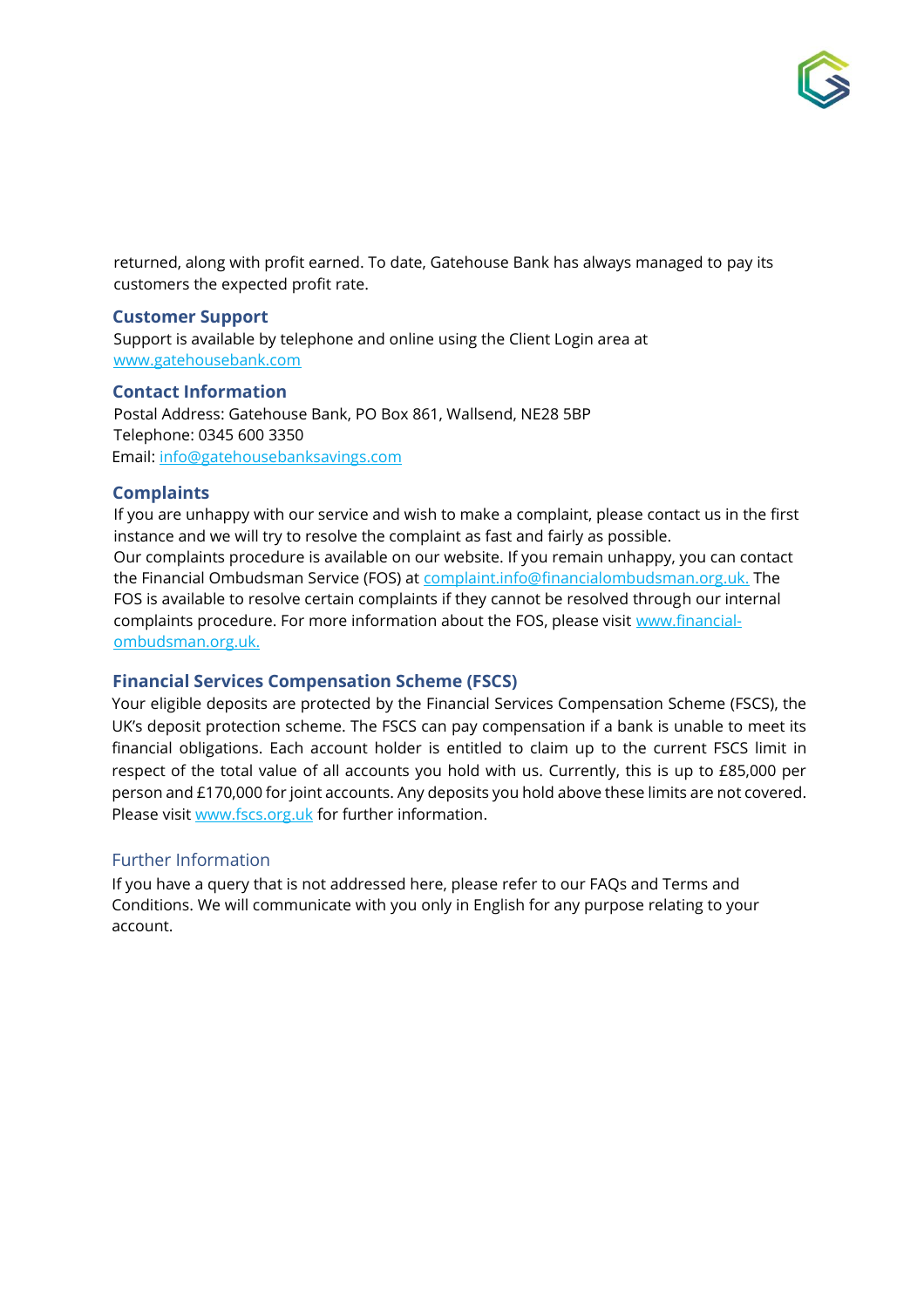returned, along with profit earned. To date, Gatehouse Bank has always managed to pay its customers the expected profit rate.

## Customer Support

Support is available by telephone and online using the Client Login area at www.gatehousebank.com

## Contact Information

Postal Address: Gatehouse Bank, PO Box 861, Wallsend, NE28 5BP
Telephone: 0345 600 3350
Email: info@gatehousebanksavings.com

## Complaints

If you are unhappy with our service and wish to make a complaint, please contact us in the first instance and we will try to resolve the complaint as fast and fairly as possible.
Our complaints procedure is available on our website. If you remain unhappy, you can contact the Financial Ombudsman Service (FOS) at complaint.info@financialombudsman.org.uk. The FOS is available to resolve certain complaints if they cannot be resolved through our internal complaints procedure. For more information about the FOS, please visit www.financial-ombudsman.org.uk.

## Financial Services Compensation Scheme (FSCS)

Your eligible deposits are protected by the Financial Services Compensation Scheme (FSCS), the UK's deposit protection scheme. The FSCS can pay compensation if a bank is unable to meet its financial obligations. Each account holder is entitled to claim up to the current FSCS limit in respect of the total value of all accounts you hold with us. Currently, this is up to £85,000 per person and £170,000 for joint accounts. Any deposits you hold above these limits are not covered. Please visit www.fscs.org.uk for further information.

## Further Information

If you have a query that is not addressed here, please refer to our FAQs and Terms and Conditions. We will communicate with you only in English for any purpose relating to your account.